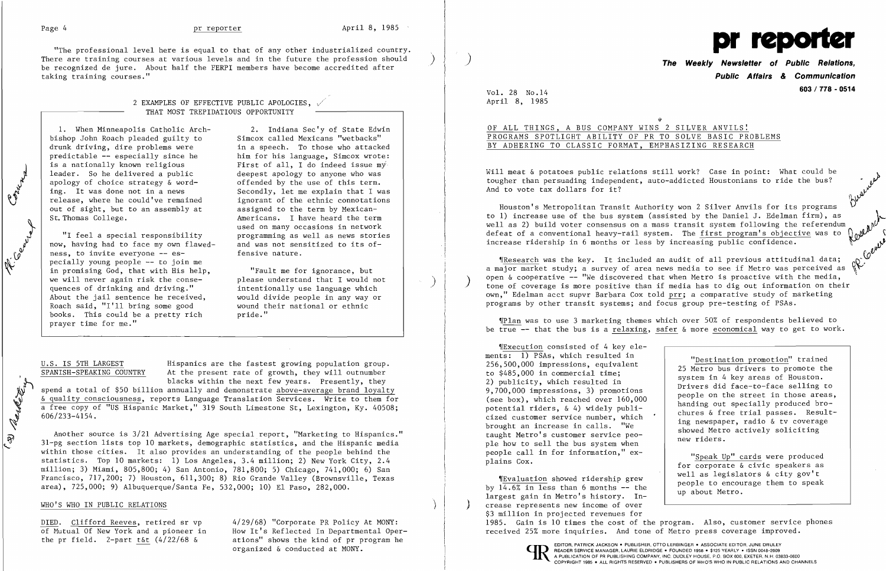"The professional level here is equal to that of any other industrialized country. There are training courses at various levels and in the future the profession should be recognized de jure. About half the FERPI members have become accredited after taking training courses."

## 2 EXAMPLES OF EFFECTIVE PUBLIC APOLOGIES, THAT MOST TREPIDATIOUS OPPORTUNITY

1. When Minneapolis Catholic Archbishop John Roach pleaded guilty to drunk driving, dire problems were predictable -- especially since he is a nationally known religious leader. So he delivered a public apology of choice strategy & wording. It was done not in a news release, where he could've remained out of sight, but to an assembly at St. Thomas College.

"I feel a special responsibility now, having had to face my own flawedness, to invite everyone -- especially young people -- to join me in promising God, that with His help, we will never again risk the consequences of drinking and driving." About the jail sentence he received, Roach said, "I'll bring some good books. This could be a pretty rich prayer time for me."

2. Indiana Sec'y of State Edwin Simcox called Mexicans "wetbacks" in a speech. To those who attacked him for his language, Simcox wrote: First of all, I do indeed issue my deepest apology to anyone who was offended by the use of this term. Secondly, let me explain that I was ignorant of the ethnic connotations assigned to the term by Mexican-Americans. I have heard the term used on many occasions in network programming as well as news stories and was not sensitized to its offensive nature.

"Fault me for ignorance, but please understand that I would not intentionally use language which would divide people in any way or wound their national or ethnic pride."

## U.S. IS 5TH LARGEST SPANISH-SPEAKING COUNTRY

Hispanics are the fastest growing population group. At the present rate of growth, they will outnumber blacks within the next few years. Presently, they spend a total of $50 billion annually and demonstrate above-average brand loyalty & quality consciousness, reports Language Translation Services. Write to them for a free copy of "US Hispanic Market," 319 South Limestone St, Lexington, Ky. 40508; 606/233-4154.

Another source is 3/21 Advertising Age special report, "Marketing to Hispanics." 31-pg section lists top 10 markets, demographic statistics, and the Hispanic media within those cities. It also provides an understanding of the people behind the statistics. Top 10 markets: 1) Los Angeles, 3.4 million; 2) New York City, 2.4 million; 3) Miami, 805,800; 4) San Antonio, 781,800; 5) Chicago, 741,000; 6) San Francisco, 717,200; 7) Houston, 611,300; 8) Rio Grande Valley (Brownsville, Texas area), 725,000; 9) Albuquerque/Santa Fe, 532,000; 10) El Paso, 282,000.

## WHO'S WHO IN PUBLIC RELATIONS

DIED. Clifford Reeves, retired sr vp of Mutual Of New York and a pioneer in the pr field. 2-part t&t (4/22/68 & 4/29/68) "Corporate PR Policy At MONY: How It's Reflected In Departmental Operations" shows the kind of pr program he organized & conducted at MONY.

# pr reporter

**The Weekly Newsletter of Public Relations, Public Affairs & Communication**

603 / 778 - 0514

Vol. 28 No.14
April 8, 1985

## OF ALL THINGS, A BUS COMPANY WINS 2 SILVER ANVILS! PROGRAMS SPOTLIGHT ABILITY OF PR TO SOLVE BASIC PROBLEMS BY ADHERING TO CLASSIC FORMAT, EMPHASIZING RESEARCH

Will meat & potatoes public relations still work? Case in point: What could be tougher than persuading independent, auto-addicted Houstonians to ride the bus? And to vote tax dollars for it?

Houston's Metropolitan Transit Authority won 2 Silver Anvils for its programs to 1) increase use of the bus system (assisted by the Daniel J. Edelman firm), as well as 2) build voter consensus on a mass transit system following the referendum defeat of a conventional heavy-rail system. The first program's objective was to increase ridership in 6 months or less by increasing public confidence.

¶Research was the key. It included an audit of all previous attitudinal data; a major market study; a survey of area news media to see if Metro was perceived as open & cooperative -- "We discovered that when Metro is proactive with the media, tone of coverage is more positive than if media has to dig out information on their own," Edelman acct supvr Barbara Cox told prr; a comparative study of marketing programs by other transit systems; and focus group pre-testing of PSAs.

¶Plan was to use 3 marketing themes which over 50% of respondents believed to be true -- that the bus is a relaxing, safer & more economical way to get to work.

¶Execution consisted of 4 key elements: 1) PSAs, which resulted in 256,500,000 impressions, equivalent to $485,000 in commercial time; 2) publicity, which resulted in 9,700,000 impressions, 3) promotions (see box), which reached over 160,000 potential riders, & 4) widely publicized customer service number, which brought an increase in calls. "We taught Metro's customer service people how to sell the bus system when people call in for information," explains Cox.

> "Destination promotion" trained 25 Metro bus drivers to promote the system in 4 key areas of Houston. Drivers did face-to-face selling to people on the street in those areas, handing out specially produced brochures & free trial passes. Resulting newspaper, radio & tv coverage showed Metro actively soliciting new riders.
>
> "Speak Up" cards were produced for corporate & civic speakers as well as legislators & city gov't people to encourage them to speak up about Metro.

¶Evaluation showed ridership grew by 14.6% in less than 6 months -- the largest gain in Metro's history. Increase represents new income of over $3 million in projected revenues for 1985. Gain is 10 times the cost of the program. Also, customer service phones received 25% more inquiries. And tone of Metro press coverage improved.

EDITOR, PATRICK JACKSON • PUBLISHER, OTTO LERBINGER • ASSOCIATE EDITOR, JUNE DRULEY
READER SERVICE MANAGER, LAURIE ELDRIDGE • FOUNDED 1958 • $125 YEARLY • ISSN 0048-2609
A PUBLICATION OF PR PUBLISHING COMPANY, INC. DUDLEY HOUSE, P.O. BOX 600, EXETER, N.H. 03833-0600
COPYRIGHT 1985 • ALL RIGHTS RESERVED • PUBLISHERS OF WHO'S WHO IN PUBLIC RELATIONS AND CHANNELS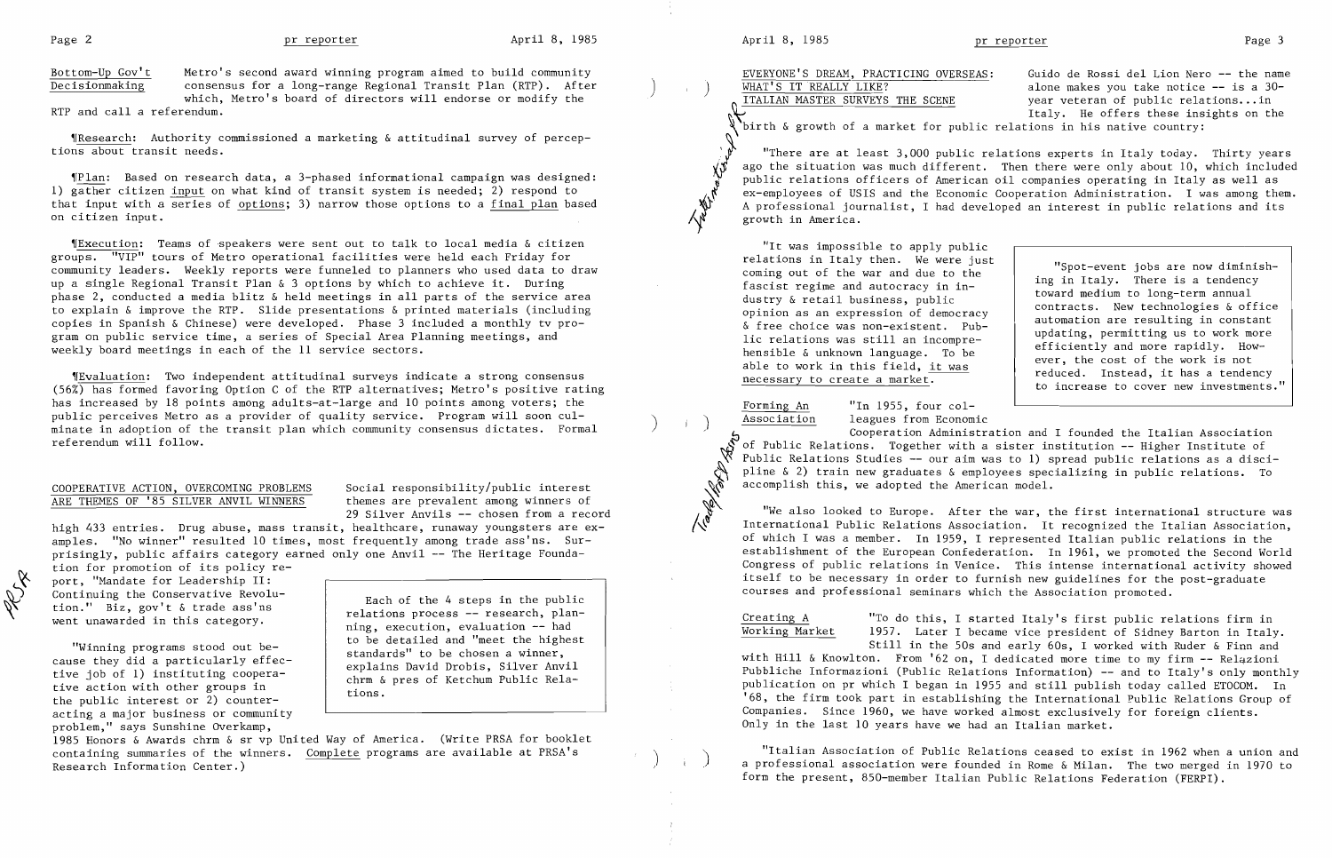**Bottom-Up Gov't Decisionmaking** Metro's second award winning program aimed to build community consensus for a long-range Regional Transit Plan (RTP). After which, Metro's board of directors will endorse or modify the RTP and call a referendum.

¶Research: Authority commissioned a marketing & attitudinal survey of perceptions about transit needs.

¶Plan: Based on research data, a 3-phased informational campaign was designed: 1) gather citizen input on what kind of transit system is needed; 2) respond to that input with a series of options; 3) narrow those options to a final plan based on citizen input.

¶Execution: Teams of speakers were sent out to talk to local media & citizen groups. "VIP" tours of Metro operational facilities were held each Friday for community leaders. Weekly reports were funneled to planners who used data to draw up a single Regional Transit Plan & 3 options by which to achieve it. During phase 2, conducted a media blitz & held meetings in all parts of the service area to explain & improve the RTP. Slide presentations & printed materials (including copies in Spanish & Chinese) were developed. Phase 3 included a monthly tv program on public service time, a series of Special Area Planning meetings, and weekly board meetings in each of the 11 service sectors.

¶Evaluation: Two independent attitudinal surveys indicate a strong consensus (56%) has formed favoring Option C of the RTP alternatives; Metro's positive rating has increased by 18 points among adults-at-large and 10 points among voters; the public perceives Metro as a provider of quality service. Program will soon culminate in adoption of the transit plan which community consensus dictates. Formal referendum will follow.

## COOPERATIVE ACTION, OVERCOMING PROBLEMS ARE THEMES OF '85 SILVER ANVIL WINNERS

Social responsibility/public interest themes are prevalent among winners of 29 Silver Anvils -- chosen from a record high 433 entries. Drug abuse, mass transit, healthcare, runaway youngsters are examples. "No winner" resulted 10 times, most frequently among trade ass'ns. Surprisingly, public affairs category earned only one Anvil -- The Heritage Foundation for promotion of its policy report, "Mandate for Leadership II: Continuing the Conservative Revolution." Biz, gov't & trade ass'ns went unawarded in this category.

> Each of the 4 steps in the public relations process -- research, planning, execution, evaluation -- had to be detailed and "meet the highest standards" to be chosen a winner, explains David Drobis, Silver Anvil chrm & pres of Ketchum Public Relations.

"Winning programs stood out because they did a particularly effective job of 1) instituting cooperative action with other groups in the public interest or 2) counteracting a major business or community problem," says Sunshine Overkamp, 1985 Honors & Awards chrm & sr vp United Way of America. (Write PRSA for booklet containing summaries of the winners. Complete programs are available at PRSA's Research Information Center.)

## EVERYONE'S DREAM, PRACTICING OVERSEAS: WHAT'S IT REALLY LIKE? ITALIAN MASTER SURVEYS THE SCENE

Guido de Rossi del Lion Nero -- the name alone makes you take notice -- is a 30-year veteran of public relations...in Italy. He offers these insights on the birth & growth of a market for public relations in his native country:

"There are at least 3,000 public relations experts in Italy today. Thirty years ago the situation was much different. Then there were only about 10, which included public relations officers of American oil companies operating in Italy as well as ex-employees of USIS and the Economic Cooperation Administration. I was among them. A professional journalist, I had developed an interest in public relations and its growth in America.

"It was impossible to apply public relations in Italy then. We were just coming out of the war and due to the fascist regime and autocracy in industry & retail business, public opinion as an expression of democracy & free choice was non-existent. Public relations was still an incomprehensible & unknown language. To be able to work in this field, it was necessary to create a market.

> "Spot-event jobs are now diminishing in Italy. There is a tendency toward medium to long-term annual contracts. New technologies & office automation are resulting in constant updating, permitting us to work more efficiently and more rapidly. However, the cost of the work is not reduced. Instead, it has a tendency to increase to cover new investments."

**Forming An Association** "In 1955, four colleagues from Economic Cooperation Administration and I founded the Italian Association of Public Relations. Together with a sister institution -- Higher Institute of Public Relations Studies -- our aim was to 1) spread public relations as a discipline & 2) train new graduates & employees specializing in public relations. To accomplish this, we adopted the American model.

"We also looked to Europe. After the war, the first international structure was International Public Relations Association. It recognized the Italian Association, of which I was a member. In 1959, I represented Italian public relations in the establishment of the European Confederation. In 1961, we promoted the Second World Congress of public relations in Venice. This intense international activity showed itself to be necessary in order to furnish new guidelines for the post-graduate courses and professional seminars which the Association promoted.

**Creating A Working Market** "To do this, I started Italy's first public relations firm in 1957. Later I became vice president of Sidney Barton in Italy. Still in the 50s and early 60s, I worked with Ruder & Finn and with Hill & Knowlton. From '62 on, I dedicated more time to my firm -- Relazioni Pubbliche Informazioni (Public Relations Information) -- and to Italy's only monthly publication on pr which I began in 1955 and still publish today called ETOCOM. In '68, the firm took part in establishing the International Public Relations Group of Companies. Since 1960, we have worked almost exclusively for foreign clients. Only in the last 10 years have we had an Italian market.

"Italian Association of Public Relations ceased to exist in 1962 when a union and a professional association were founded in Rome & Milan. The two merged in 1970 to form the present, 850-member Italian Public Relations Federation (FERPI).